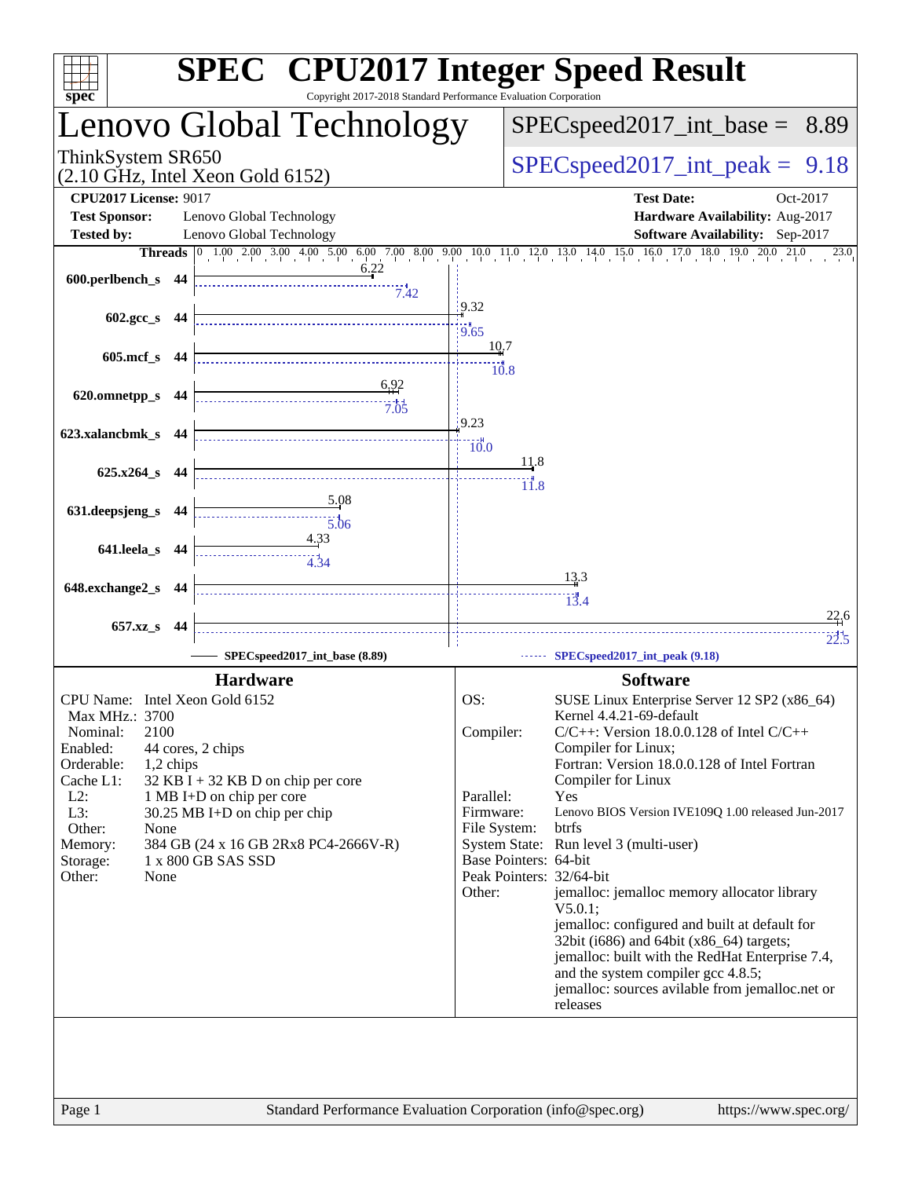# SPEC® CPU2017 Integer Speed Result

Copyright 2017-2018 Standard Performance Evaluation Corporation

## Lenovo Global Technology

ThinkSystem SR650
(2.10 GHz, Intel Xeon Gold 6152)

SPECspeed2017_int_base = 8.89

SPECspeed2017_int_peak = 9.18

**CPU2017 License:** 9017
**Test Sponsor:** Lenovo Global Technology
**Tested by:** Lenovo Global Technology

**Test Date:** Oct-2017
**Hardware Availability:** Aug-2017
**Software Availability:** Sep-2017

| Benchmark | Threads | Base | Peak |
|---|---|---|---|
| 600.perlbench_s | 44 | 6.22 | 7.42 |
| 602.gcc_s | 44 | 9.32 | 9.65 |
| 605.mcf_s | 44 | 10.7 | 10.8 |
| 620.omnetpp_s | 44 | 6.92 | 7.05 |
| 623.xalancbmk_s | 44 | 9.23 | 10.0 |
| 625.x264_s | 44 | 11.8 | 11.8 |
| 631.deepsjeng_s | 44 | 5.08 | 5.06 |
| 641.leela_s | 44 | 4.33 | 4.34 |
| 648.exchange2_s | 44 | 13.3 | 13.4 |
| 657.xz_s | 44 | 22.6 | 22.5 |

SPECspeed2017_int_base (8.89) — SPECspeed2017_int_peak (9.18)

### Hardware

- CPU Name: Intel Xeon Gold 6152
- Max MHz.: 3700
- Nominal: 2100
- Enabled: 44 cores, 2 chips
- Orderable: 1,2 chips
- Cache L1: 32 KB I + 32 KB D on chip per core
- L2: 1 MB I+D on chip per core
- L3: 30.25 MB I+D on chip per chip
- Other: None
- Memory: 384 GB (24 x 16 GB 2Rx8 PC4-2666V-R)
- Storage: 1 x 800 GB SAS SSD
- Other: None

### Software

- OS: SUSE Linux Enterprise Server 12 SP2 (x86_64) Kernel 4.4.21-69-default
- Compiler: C/C++: Version 18.0.0.128 of Intel C/C++ Compiler for Linux; Fortran: Version 18.0.0.128 of Intel Fortran Compiler for Linux
- Parallel: Yes
- Firmware: Lenovo BIOS Version IVE109Q 1.00 released Jun-2017
- File System: btrfs
- System State: Run level 3 (multi-user)
- Base Pointers: 64-bit
- Peak Pointers: 32/64-bit
- Other: jemalloc: jemalloc memory allocator library V5.0.1; jemalloc: configured and built at default for 32bit (i686) and 64bit (x86_64) targets; jemalloc: built with the RedHat Enterprise 7.4, and the system compiler gcc 4.8.5; jemalloc: sources avilable from jemalloc.net or releases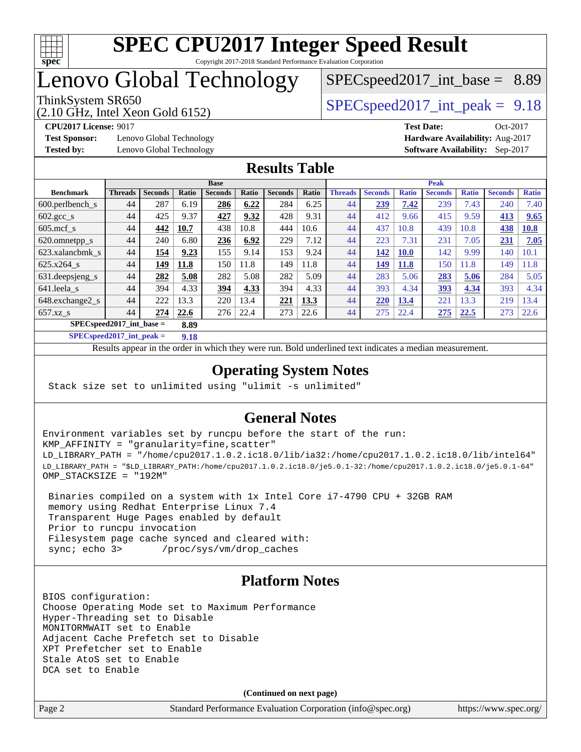# SPEC CPU2017 Integer Speed Result

Copyright 2017-2018 Standard Performance Evaluation Corporation

# Lenovo Global Technology

ThinkSystem SR650
(2.10 GHz, Intel Xeon Gold 6152)

SPECspeed2017_int_base = 8.89

SPECspeed2017_int_peak = 9.18

**CPU2017 License:** 9017
**Test Sponsor:** Lenovo Global Technology
**Tested by:** Lenovo Global Technology

**Test Date:** Oct-2017
**Hardware Availability:** Aug-2017
**Software Availability:** Sep-2017

## Results Table

| Benchmark | Base | | | | | | | Peak | | | | | | |
|---|---|---|---|---|---|---|---|---|---|---|---|---|---|---|
| | Threads | Seconds | Ratio | Seconds | Ratio | Seconds | Ratio | Threads | Seconds | Ratio | Seconds | Ratio | Seconds | Ratio |
| 600.perlbench_s | 44 | 287 | 6.19 | **286** | **6.22** | 284 | 6.25 | 44 | **239** | **7.42** | 239 | 7.43 | 240 | 7.40 |
| 602.gcc_s | 44 | 425 | 9.37 | **427** | **9.32** | 428 | 9.31 | 44 | 412 | 9.66 | 415 | 9.59 | **413** | **9.65** |
| 605.mcf_s | 44 | **442** | **10.7** | 438 | 10.8 | 444 | 10.6 | 44 | 437 | 10.8 | 439 | 10.8 | **438** | **10.8** |
| 620.omnetpp_s | 44 | 240 | 6.80 | **236** | **6.92** | 229 | 7.12 | 44 | 223 | 7.31 | 231 | 7.05 | **231** | **7.05** |
| 623.xalancbmk_s | 44 | **154** | **9.23** | 155 | 9.14 | 153 | 9.24 | 44 | **142** | **10.0** | 142 | 9.99 | 140 | 10.1 |
| 625.x264_s | 44 | **149** | **11.8** | 150 | 11.8 | 149 | 11.8 | 44 | **149** | **11.8** | 150 | 11.8 | 149 | 11.8 |
| 631.deepsjeng_s | 44 | **282** | **5.08** | 282 | 5.08 | 282 | 5.09 | 44 | 283 | 5.06 | **283** | **5.06** | 284 | 5.05 |
| 641.leela_s | 44 | 394 | 4.33 | **394** | **4.33** | 394 | 4.33 | 44 | 393 | 4.34 | **393** | **4.34** | 393 | 4.34 |
| 648.exchange2_s | 44 | 222 | 13.3 | 220 | 13.4 | **221** | **13.3** | 44 | **220** | **13.4** | 221 | 13.3 | 219 | 13.4 |
| 657.xz_s | 44 | **274** | **22.6** | 276 | 22.4 | 273 | 22.6 | 44 | 275 | 22.4 | **275** | **22.5** | 273 | 22.6 |

**SPECspeed2017_int_base = 8.89**

**SPECspeed2017_int_peak = 9.18**

Results appear in the order in which they were run. Bold underlined text indicates a median measurement.

## Operating System Notes

```
Stack size set to unlimited using "ulimit -s unlimited"
```

## General Notes

```
Environment variables set by runcpu before the start of the run:
KMP_AFFINITY = "granularity=fine,scatter"
LD_LIBRARY_PATH = "/home/cpu2017.1.0.2.ic18.0/lib/ia32:/home/cpu2017.1.0.2.ic18.0/lib/intel64"
LD_LIBRARY_PATH = "$LD_LIBRARY_PATH:/home/cpu2017.1.0.2.ic18.0/je5.0.1-32:/home/cpu2017.1.0.2.ic18.0/je5.0.1-64"
OMP_STACKSIZE = "192M"

 Binaries compiled on a system with 1x Intel Core i7-4790 CPU + 32GB RAM
 memory using Redhat Enterprise Linux 7.4
 Transparent Huge Pages enabled by default
 Prior to runcpu invocation
 Filesystem page cache synced and cleared with:
 sync; echo 3>       /proc/sys/vm/drop_caches
```

## Platform Notes

```
BIOS configuration:
Choose Operating Mode set to Maximum Performance
Hyper-Threading set to Disable
MONITORMWAIT set to Enable
Adjacent Cache Prefetch set to Disable
XPT Prefetcher set to Enable
Stale AtoS set to Enable
DCA set to Enable
```

**(Continued on next page)**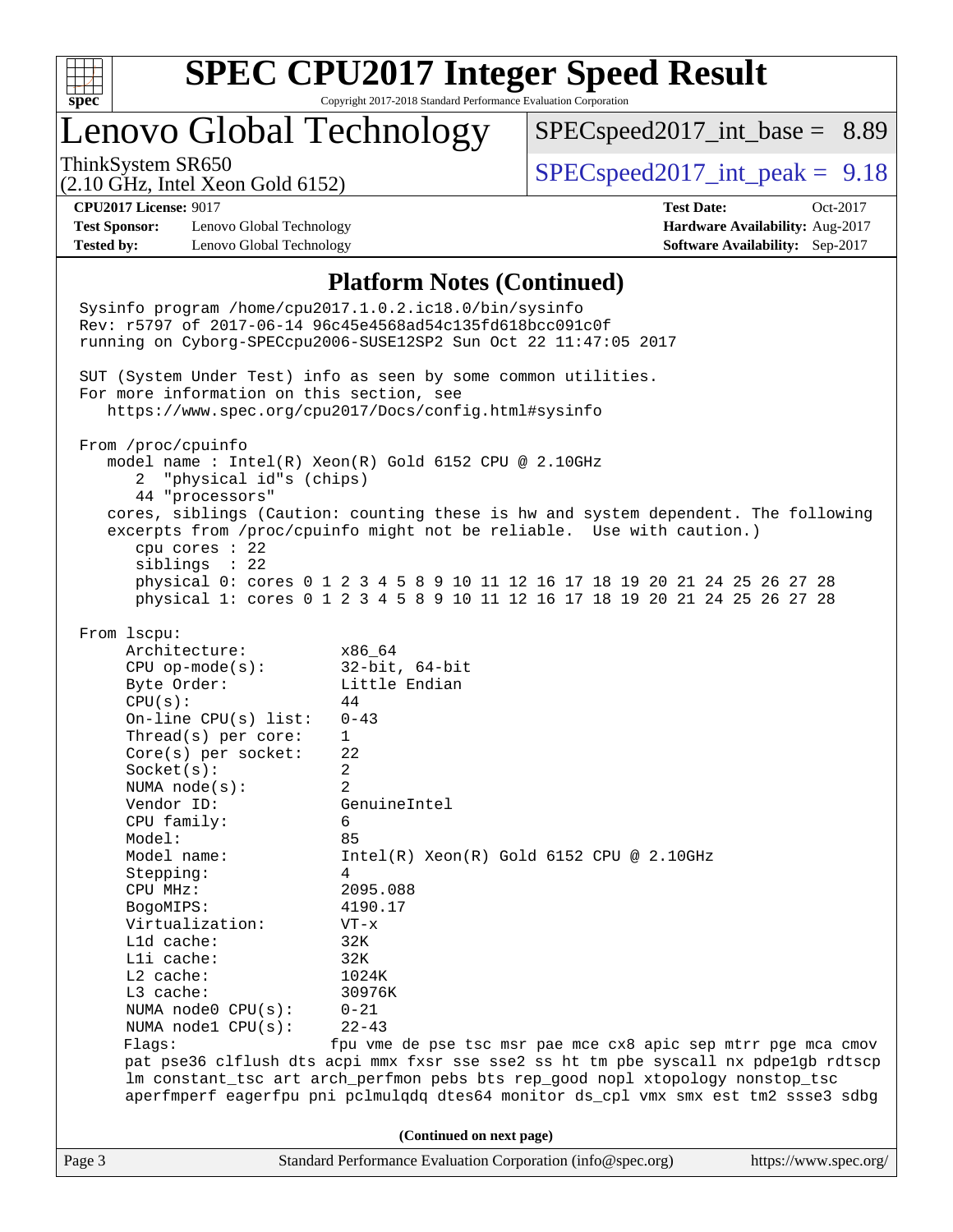# SPEC CPU2017 Integer Speed Result

Copyright 2017-2018 Standard Performance Evaluation Corporation

## Lenovo Global Technology

ThinkSystem SR650
(2.10 GHz, Intel Xeon Gold 6152)

SPECspeed2017_int_base = 8.89

SPECspeed2017_int_peak = 9.18

**CPU2017 License:** 9017
**Test Sponsor:** Lenovo Global Technology
**Tested by:** Lenovo Global Technology

**Test Date:** Oct-2017
**Hardware Availability:** Aug-2017
**Software Availability:** Sep-2017

### Platform Notes (Continued)

```
Sysinfo program /home/cpu2017.1.0.2.ic18.0/bin/sysinfo
Rev: r5797 of 2017-06-14 96c45e4568ad54c135fd618bcc091c0f
running on Cyborg-SPECcpu2006-SUSE12SP2 Sun Oct 22 11:47:05 2017

SUT (System Under Test) info as seen by some common utilities.
For more information on this section, see
   https://www.spec.org/cpu2017/Docs/config.html#sysinfo

From /proc/cpuinfo
   model name : Intel(R) Xeon(R) Gold 6152 CPU @ 2.10GHz
      2  "physical id"s (chips)
      44 "processors"
   cores, siblings (Caution: counting these is hw and system dependent. The following
   excerpts from /proc/cpuinfo might not be reliable.  Use with caution.)
      cpu cores : 22
      siblings  : 22
      physical 0: cores 0 1 2 3 4 5 8 9 10 11 12 16 17 18 19 20 21 24 25 26 27 28
      physical 1: cores 0 1 2 3 4 5 8 9 10 11 12 16 17 18 19 20 21 24 25 26 27 28

From lscpu:
     Architecture:          x86_64
     CPU op-mode(s):        32-bit, 64-bit
     Byte Order:            Little Endian
     CPU(s):                44
     On-line CPU(s) list:   0-43
     Thread(s) per core:    1
     Core(s) per socket:    22
     Socket(s):             2
     NUMA node(s):          2
     Vendor ID:             GenuineIntel
     CPU family:            6
     Model:                 85
     Model name:            Intel(R) Xeon(R) Gold 6152 CPU @ 2.10GHz
     Stepping:              4
     CPU MHz:               2095.088
     BogoMIPS:              4190.17
     Virtualization:        VT-x
     L1d cache:             32K
     L1i cache:             32K
     L2 cache:              1024K
     L3 cache:              30976K
     NUMA node0 CPU(s):     0-21
     NUMA node1 CPU(s):     22-43
     Flags:                 fpu vme de pse tsc msr pae mce cx8 apic sep mtrr pge mca cmov
     pat pse36 clflush dts acpi mmx fxsr sse sse2 ss ht tm pbe syscall nx pdpe1gb rdtscp
     lm constant_tsc art arch_perfmon pebs bts rep_good nopl xtopology nonstop_tsc
     aperfmperf eagerfpu pni pclmulqdq dtes64 monitor ds_cpl vmx smx est tm2 ssse3 sdbg
```

(Continued on next page)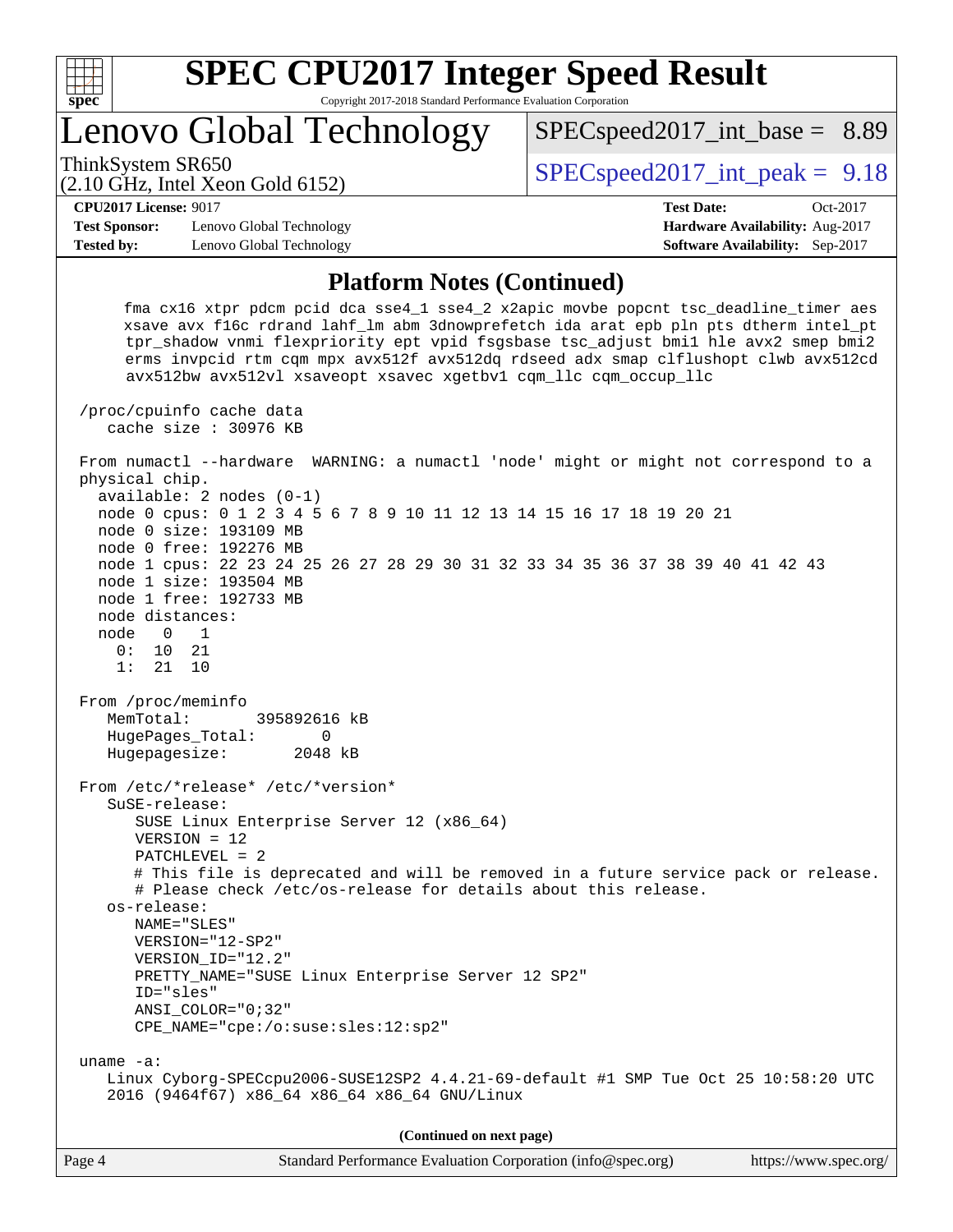## Platform Notes (Continued)

```
     fma cx16 xtpr pdcm pcid dca sse4_1 sse4_2 x2apic movbe popcnt tsc_deadline_timer aes
     xsave avx f16c rdrand lahf_lm abm 3dnowprefetch ida arat epb pln pts dtherm intel_pt
     tpr_shadow vnmi flexpriority ept vpid fsgsbase tsc_adjust bmi1 hle avx2 smep bmi2
     erms invpcid rtm cqm mpx avx512f avx512dq rdseed adx smap clflushopt clwb avx512cd
     avx512bw avx512vl xsaveopt xsavec xgetbv1 cqm_llc cqm_occup_llc

 /proc/cpuinfo cache data
    cache size : 30976 KB

 From numactl --hardware  WARNING: a numactl 'node' might or might not correspond to a
 physical chip.
   available: 2 nodes (0-1)
   node 0 cpus: 0 1 2 3 4 5 6 7 8 9 10 11 12 13 14 15 16 17 18 19 20 21
   node 0 size: 193109 MB
   node 0 free: 192276 MB
   node 1 cpus: 22 23 24 25 26 27 28 29 30 31 32 33 34 35 36 37 38 39 40 41 42 43
   node 1 size: 193504 MB
   node 1 free: 192733 MB
   node distances:
   node   0   1
     0:  10  21
     1:  21  10

 From /proc/meminfo
    MemTotal:       395892616 kB
    HugePages_Total:       0
    Hugepagesize:       2048 kB

 From /etc/*release* /etc/*version*
    SuSE-release:
       SUSE Linux Enterprise Server 12 (x86_64)
       VERSION = 12
       PATCHLEVEL = 2
       # This file is deprecated and will be removed in a future service pack or release.
       # Please check /etc/os-release for details about this release.
    os-release:
       NAME="SLES"
       VERSION="12-SP2"
       VERSION_ID="12.2"
       PRETTY_NAME="SUSE Linux Enterprise Server 12 SP2"
       ID="sles"
       ANSI_COLOR="0;32"
       CPE_NAME="cpe:/o:suse:sles:12:sp2"

 uname -a:
    Linux Cyborg-SPECcpu2006-SUSE12SP2 4.4.21-69-default #1 SMP Tue Oct 25 10:58:20 UTC
    2016 (9464f67) x86_64 x86_64 x86_64 GNU/Linux
```

**(Continued on next page)**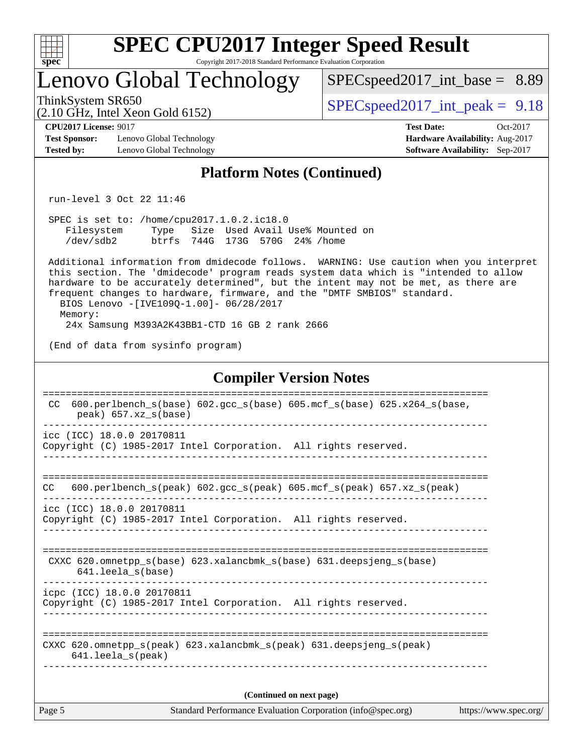# SPEC CPU2017 Integer Speed Result

Copyright 2017-2018 Standard Performance Evaluation Corporation

## Lenovo Global Technology

ThinkSystem SR650
(2.10 GHz, Intel Xeon Gold 6152)

SPECspeed2017_int_base = 8.89

SPECspeed2017_int_peak = 9.18

**CPU2017 License:** 9017
**Test Sponsor:** Lenovo Global Technology
**Tested by:** Lenovo Global Technology

**Test Date:** Oct-2017
**Hardware Availability:** Aug-2017
**Software Availability:** Sep-2017

### Platform Notes (Continued)

```
run-level 3 Oct 22 11:46

SPEC is set to: /home/cpu2017.1.0.2.ic18.0
   Filesystem     Type   Size  Used Avail Use% Mounted on
   /dev/sdb2      btrfs  744G  173G  570G  24% /home

Additional information from dmidecode follows.  WARNING: Use caution when you interpret
this section. The 'dmidecode' program reads system data which is "intended to allow
hardware to be accurately determined", but the intent may not be met, as there are
frequent changes to hardware, firmware, and the "DMTF SMBIOS" standard.
  BIOS Lenovo -[IVE109Q-1.00]- 06/28/2017
  Memory:
   24x Samsung M393A2K43BB1-CTD 16 GB 2 rank 2666

(End of data from sysinfo program)
```

### Compiler Version Notes

```
==============================================================================
 CC  600.perlbench_s(base) 602.gcc_s(base) 605.mcf_s(base) 625.x264_s(base,
      peak) 657.xz_s(base)
------------------------------------------------------------------------------
icc (ICC) 18.0.0 20170811
Copyright (C) 1985-2017 Intel Corporation.  All rights reserved.
------------------------------------------------------------------------------

==============================================================================
CC   600.perlbench_s(peak) 602.gcc_s(peak) 605.mcf_s(peak) 657.xz_s(peak)
------------------------------------------------------------------------------
icc (ICC) 18.0.0 20170811
Copyright (C) 1985-2017 Intel Corporation.  All rights reserved.
------------------------------------------------------------------------------

==============================================================================
 CXXC 620.omnetpp_s(base) 623.xalancbmk_s(base) 631.deepsjeng_s(base)
      641.leela_s(base)
------------------------------------------------------------------------------
icpc (ICC) 18.0.0 20170811
Copyright (C) 1985-2017 Intel Corporation.  All rights reserved.
------------------------------------------------------------------------------

==============================================================================
CXXC 620.omnetpp_s(peak) 623.xalancbmk_s(peak) 631.deepsjeng_s(peak)
     641.leela_s(peak)
------------------------------------------------------------------------------
```

(Continued on next page)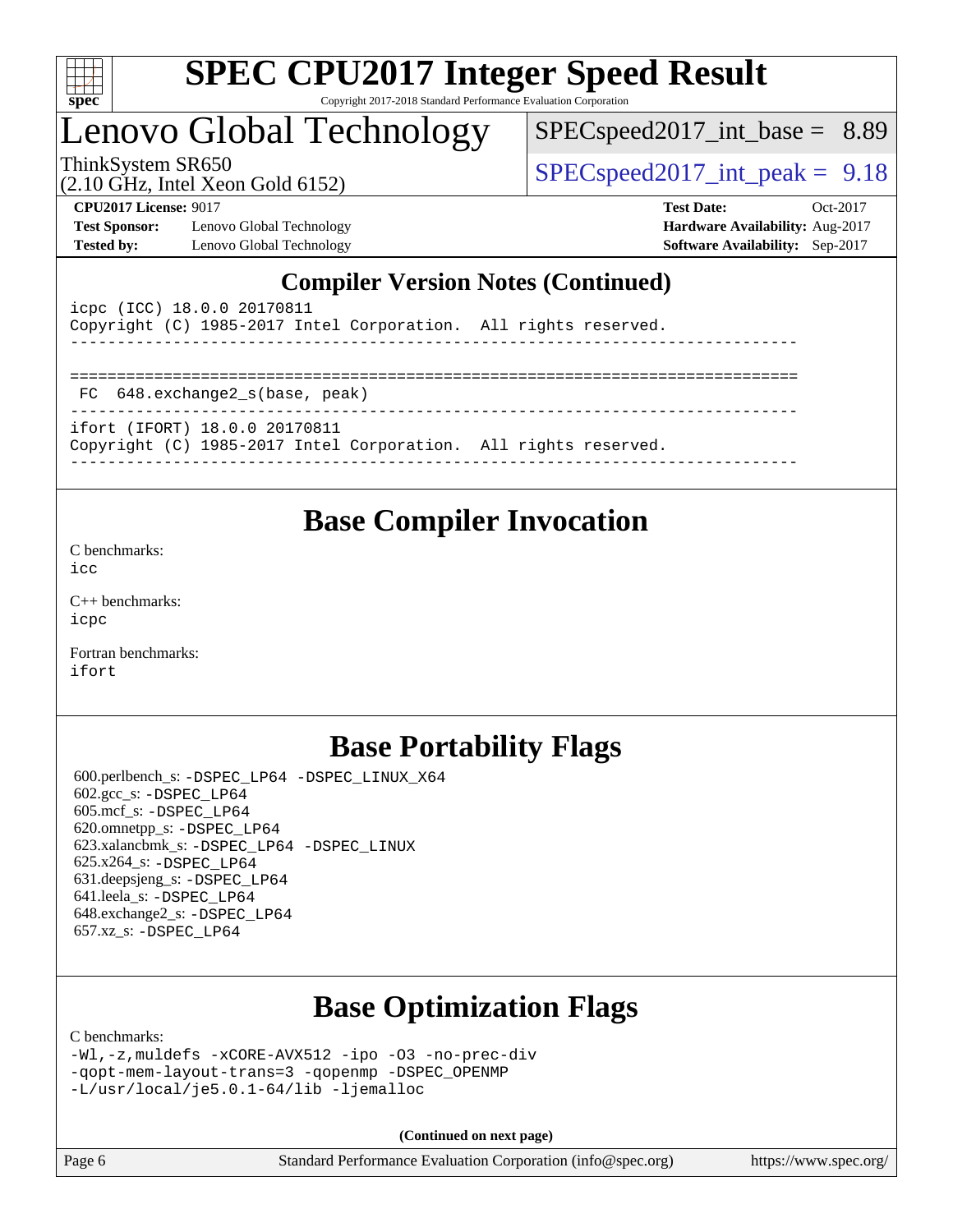## Compiler Version Notes (Continued)

```
icpc (ICC) 18.0.0 20170811
Copyright (C) 1985-2017 Intel Corporation.  All rights reserved.
------------------------------------------------------------------------------

==============================================================================
 FC  648.exchange2_s(base, peak)
------------------------------------------------------------------------------
ifort (IFORT) 18.0.0 20170811
Copyright (C) 1985-2017 Intel Corporation.  All rights reserved.
------------------------------------------------------------------------------
```

## Base Compiler Invocation

C benchmarks:
icc

C++ benchmarks:
icpc

Fortran benchmarks:
ifort

## Base Portability Flags

600.perlbench_s: -DSPEC_LP64 -DSPEC_LINUX_X64
602.gcc_s: -DSPEC_LP64
605.mcf_s: -DSPEC_LP64
620.omnetpp_s: -DSPEC_LP64
623.xalancbmk_s: -DSPEC_LP64 -DSPEC_LINUX
625.x264_s: -DSPEC_LP64
631.deepsjeng_s: -DSPEC_LP64
641.leela_s: -DSPEC_LP64
648.exchange2_s: -DSPEC_LP64
657.xz_s: -DSPEC_LP64

## Base Optimization Flags

C benchmarks:
-Wl,-z,muldefs -xCORE-AVX512 -ipo -O3 -no-prec-div
-qopt-mem-layout-trans=3 -qopenmp -DSPEC_OPENMP
-L/usr/local/je5.0.1-64/lib -ljemalloc

**(Continued on next page)**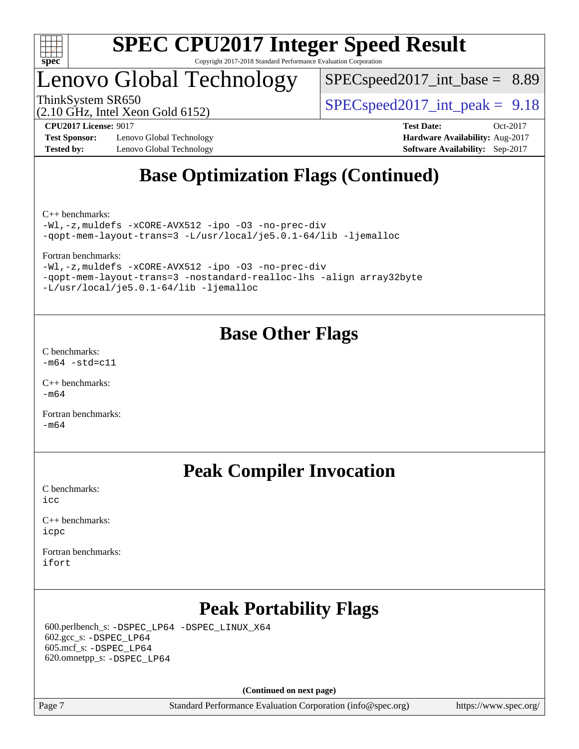## Base Optimization Flags (Continued)

C++ benchmarks:

```
-Wl,-z,muldefs -xCORE-AVX512 -ipo -O3 -no-prec-div
-qopt-mem-layout-trans=3 -L/usr/local/je5.0.1-64/lib -ljemalloc
```

Fortran benchmarks:

```
-Wl,-z,muldefs -xCORE-AVX512 -ipo -O3 -no-prec-div
-qopt-mem-layout-trans=3 -nostandard-realloc-lhs -align array32byte
-L/usr/local/je5.0.1-64/lib -ljemalloc
```

## Base Other Flags

C benchmarks:
```
-m64 -std=c11
```

C++ benchmarks:
```
-m64
```

Fortran benchmarks:
```
-m64
```

## Peak Compiler Invocation

C benchmarks:
```
icc
```

C++ benchmarks:
```
icpc
```

Fortran benchmarks:
```
ifort
```

## Peak Portability Flags

600.perlbench_s: `-DSPEC_LP64 -DSPEC_LINUX_X64`
602.gcc_s: `-DSPEC_LP64`
605.mcf_s: `-DSPEC_LP64`
620.omnetpp_s: `-DSPEC_LP64`

**(Continued on next page)**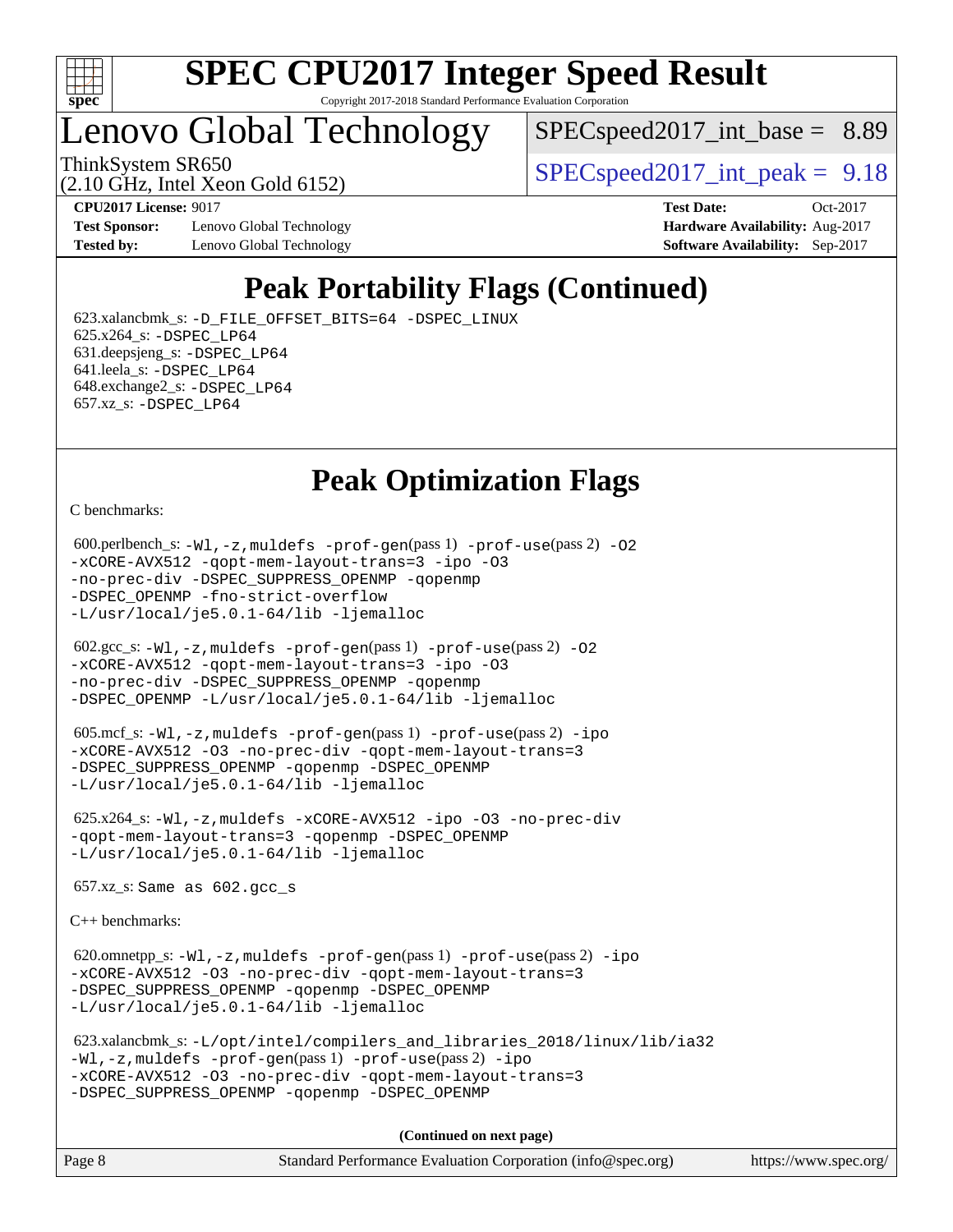# SPEC CPU2017 Integer Speed Result

Copyright 2017-2018 Standard Performance Evaluation Corporation

## Lenovo Global Technology

ThinkSystem SR650
(2.10 GHz, Intel Xeon Gold 6152)

SPECspeed2017_int_base = 8.89

SPECspeed2017_int_peak = 9.18

**CPU2017 License:** 9017
**Test Sponsor:** Lenovo Global Technology
**Tested by:** Lenovo Global Technology

**Test Date:** Oct-2017
**Hardware Availability:** Aug-2017
**Software Availability:** Sep-2017

## Peak Portability Flags (Continued)

623.xalancbmk_s: `-D_FILE_OFFSET_BITS=64 -DSPEC_LINUX`
625.x264_s: `-DSPEC_LP64`
631.deepsjeng_s: `-DSPEC_LP64`
641.leela_s: `-DSPEC_LP64`
648.exchange2_s: `-DSPEC_LP64`
657.xz_s: `-DSPEC_LP64`

## Peak Optimization Flags

C benchmarks:

600.perlbench_s: `-Wl,-z,muldefs -prof-gen`(pass 1) `-prof-use`(pass 2) `-O2 -xCORE-AVX512 -qopt-mem-layout-trans=3 -ipo -O3 -no-prec-div -DSPEC_SUPPRESS_OPENMP -qopenmp -DSPEC_OPENMP -fno-strict-overflow -L/usr/local/je5.0.1-64/lib -ljemalloc`

602.gcc_s: `-Wl,-z,muldefs -prof-gen`(pass 1) `-prof-use`(pass 2) `-O2 -xCORE-AVX512 -qopt-mem-layout-trans=3 -ipo -O3 -no-prec-div -DSPEC_SUPPRESS_OPENMP -qopenmp -DSPEC_OPENMP -L/usr/local/je5.0.1-64/lib -ljemalloc`

605.mcf_s: `-Wl,-z,muldefs -prof-gen`(pass 1) `-prof-use`(pass 2) `-ipo -xCORE-AVX512 -O3 -no-prec-div -qopt-mem-layout-trans=3 -DSPEC_SUPPRESS_OPENMP -qopenmp -DSPEC_OPENMP -L/usr/local/je5.0.1-64/lib -ljemalloc`

625.x264_s: `-Wl,-z,muldefs -xCORE-AVX512 -ipo -O3 -no-prec-div -qopt-mem-layout-trans=3 -qopenmp -DSPEC_OPENMP -L/usr/local/je5.0.1-64/lib -ljemalloc`

657.xz_s: `Same as 602.gcc_s`

C++ benchmarks:

620.omnetpp_s: `-Wl,-z,muldefs -prof-gen`(pass 1) `-prof-use`(pass 2) `-ipo -xCORE-AVX512 -O3 -no-prec-div -qopt-mem-layout-trans=3 -DSPEC_SUPPRESS_OPENMP -qopenmp -DSPEC_OPENMP -L/usr/local/je5.0.1-64/lib -ljemalloc`

623.xalancbmk_s: `-L/opt/intel/compilers_and_libraries_2018/linux/lib/ia32 -Wl,-z,muldefs -prof-gen`(pass 1) `-prof-use`(pass 2) `-ipo -xCORE-AVX512 -O3 -no-prec-div -qopt-mem-layout-trans=3 -DSPEC_SUPPRESS_OPENMP -qopenmp -DSPEC_OPENMP`

**(Continued on next page)**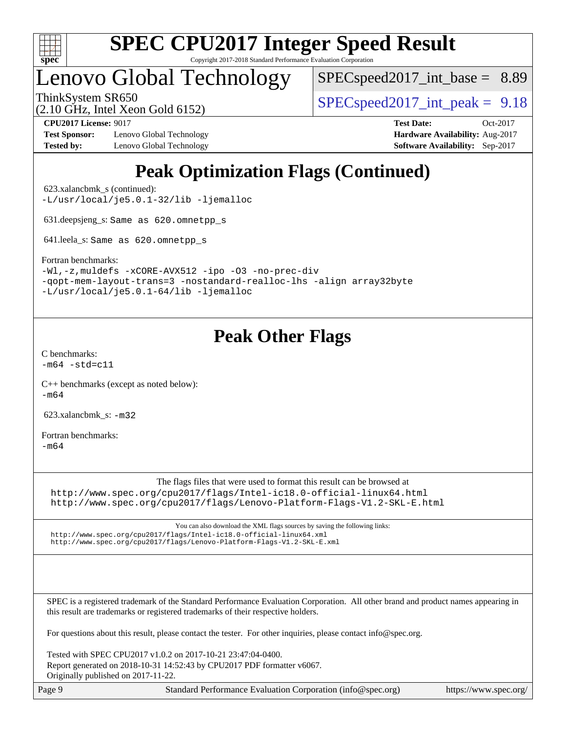# Peak Optimization Flags (Continued)

623.xalancbmk_s (continued):
-L/usr/local/je5.0.1-32/lib -ljemalloc

631.deepsjeng_s: Same as 620.omnetpp_s

641.leela_s: Same as 620.omnetpp_s

Fortran benchmarks:
-Wl,-z,muldefs -xCORE-AVX512 -ipo -O3 -no-prec-div
-qopt-mem-layout-trans=3 -nostandard-realloc-lhs -align array32byte
-L/usr/local/je5.0.1-64/lib -ljemalloc

# Peak Other Flags

C benchmarks:
-m64 -std=c11

C++ benchmarks (except as noted below):
-m64

623.xalancbmk_s: -m32

Fortran benchmarks:
-m64

The flags files that were used to format this result can be browsed at
http://www.spec.org/cpu2017/flags/Intel-ic18.0-official-linux64.html
http://www.spec.org/cpu2017/flags/Lenovo-Platform-Flags-V1.2-SKL-E.html

You can also download the XML flags sources by saving the following links:
http://www.spec.org/cpu2017/flags/Intel-ic18.0-official-linux64.xml
http://www.spec.org/cpu2017/flags/Lenovo-Platform-Flags-V1.2-SKL-E.xml

SPEC is a registered trademark of the Standard Performance Evaluation Corporation. All other brand and product names appearing in this result are trademarks or registered trademarks of their respective holders.

For questions about this result, please contact the tester. For other inquiries, please contact info@spec.org.

Tested with SPEC CPU2017 v1.0.2 on 2017-10-21 23:47:04-0400.
Report generated on 2018-10-31 14:52:43 by CPU2017 PDF formatter v6067.
Originally published on 2017-11-22.